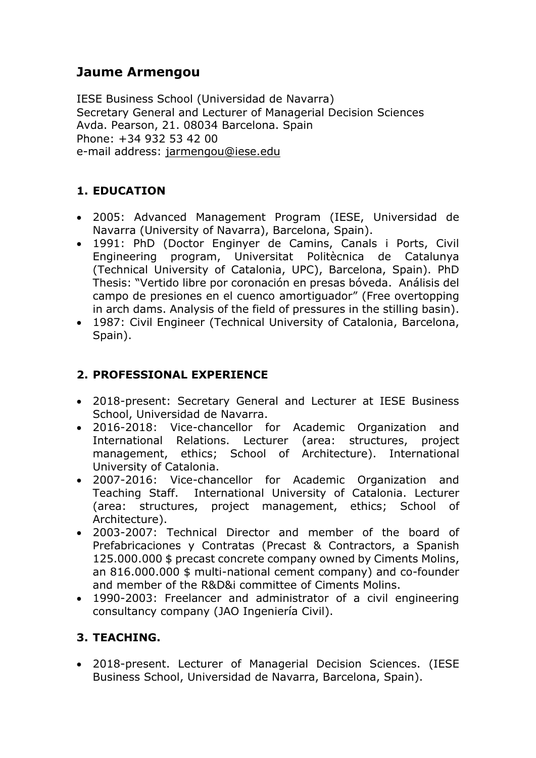# Jaume Armengou

IESE Business School (Universidad de Navarra)
Secretary General and Lecturer of Managerial Decision Sciences
Avda. Pearson, 21. 08034 Barcelona. Spain
Phone: +34 932 53 42 00
e-mail address: jarmengou@iese.edu

## 1. EDUCATION

- 2005: Advanced Management Program (IESE, Universidad de Navarra (University of Navarra), Barcelona, Spain).
- 1991: PhD (Doctor Enginyer de Camins, Canals i Ports, Civil Engineering program, Universitat Politècnica de Catalunya (Technical University of Catalonia, UPC), Barcelona, Spain). PhD Thesis: "Vertido libre por coronación en presas bóveda. Análisis del campo de presiones en el cuenco amortiguador" (Free overtopping in arch dams. Analysis of the field of pressures in the stilling basin).
- 1987: Civil Engineer (Technical University of Catalonia, Barcelona, Spain).

## 2. PROFESSIONAL EXPERIENCE

- 2018-present: Secretary General and Lecturer at IESE Business School, Universidad de Navarra.
- 2016-2018: Vice-chancellor for Academic Organization and International Relations. Lecturer (area: structures, project management, ethics; School of Architecture). International University of Catalonia.
- 2007-2016: Vice-chancellor for Academic Organization and Teaching Staff. International University of Catalonia. Lecturer (area: structures, project management, ethics; School of Architecture).
- 2003-2007: Technical Director and member of the board of Prefabricaciones y Contratas (Precast & Contractors, a Spanish 125.000.000 $ precast concrete company owned by Ciments Molins, an 816.000.000 $ multi-national cement company) and co-founder and member of the R&D&i committee of Ciments Molins.
- 1990-2003: Freelancer and administrator of a civil engineering consultancy company (JAO Ingeniería Civil).

## 3. TEACHING.

- 2018-present. Lecturer of Managerial Decision Sciences. (IESE Business School, Universidad de Navarra, Barcelona, Spain).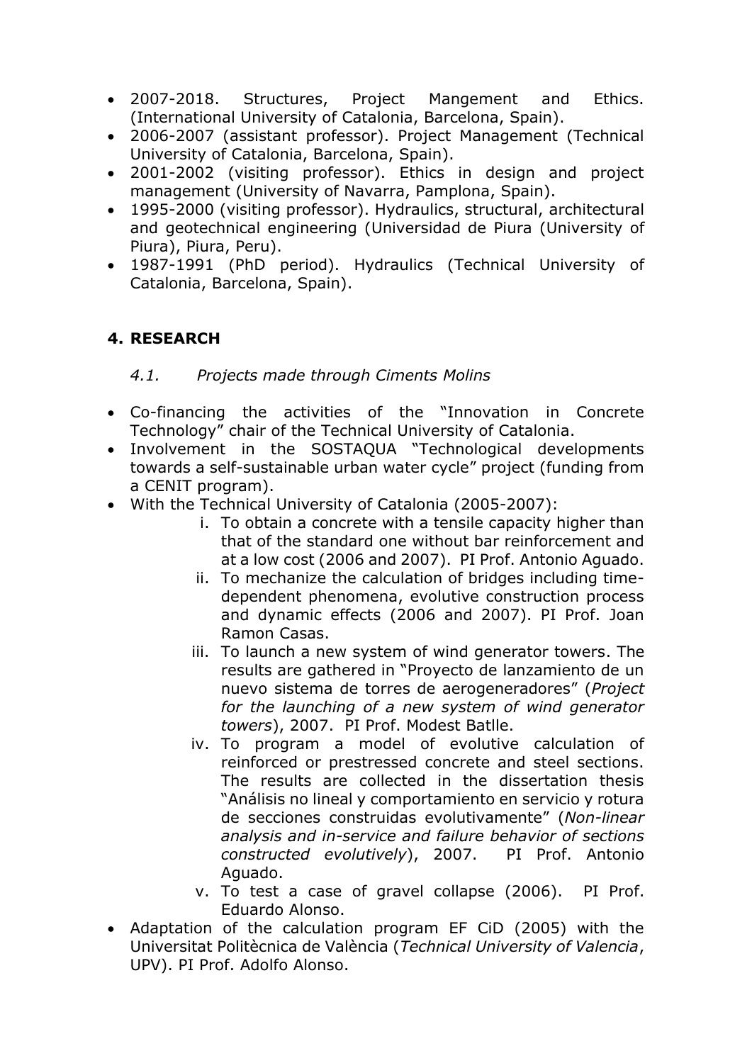- 2007-2018. Structures, Project Mangement and Ethics. (International University of Catalonia, Barcelona, Spain).
- 2006-2007 (assistant professor). Project Management (Technical University of Catalonia, Barcelona, Spain).
- 2001-2002 (visiting professor). Ethics in design and project management (University of Navarra, Pamplona, Spain).
- 1995-2000 (visiting professor). Hydraulics, structural, architectural and geotechnical engineering (Universidad de Piura (University of Piura), Piura, Peru).
- 1987-1991 (PhD period). Hydraulics (Technical University of Catalonia, Barcelona, Spain).

## 4. RESEARCH

### *4.1. Projects made through Ciments Molins*

- Co-financing the activities of the "Innovation in Concrete Technology" chair of the Technical University of Catalonia.
- Involvement in the SOSTAQUA "Technological developments towards a self-sustainable urban water cycle" project (funding from a CENIT program).
- With the Technical University of Catalonia (2005-2007):
  1. To obtain a concrete with a tensile capacity higher than that of the standard one without bar reinforcement and at a low cost (2006 and 2007). PI Prof. Antonio Aguado.
  2. To mechanize the calculation of bridges including time-dependent phenomena, evolutive construction process and dynamic effects (2006 and 2007). PI Prof. Joan Ramon Casas.
  3. To launch a new system of wind generator towers. The results are gathered in "Proyecto de lanzamiento de un nuevo sistema de torres de aerogeneradores" (*Project for the launching of a new system of wind generator towers*), 2007. PI Prof. Modest Batlle.
  4. To program a model of evolutive calculation of reinforced or prestressed concrete and steel sections. The results are collected in the dissertation thesis "Análisis no lineal y comportamiento en servicio y rotura de secciones construidas evolutivamente" (*Non-linear analysis and in-service and failure behavior of sections constructed evolutively*), 2007. PI Prof. Antonio Aguado.
  5. To test a case of gravel collapse (2006). PI Prof. Eduardo Alonso.
- Adaptation of the calculation program EF CiD (2005) with the Universitat Politècnica de València (*Technical University of Valencia*, UPV). PI Prof. Adolfo Alonso.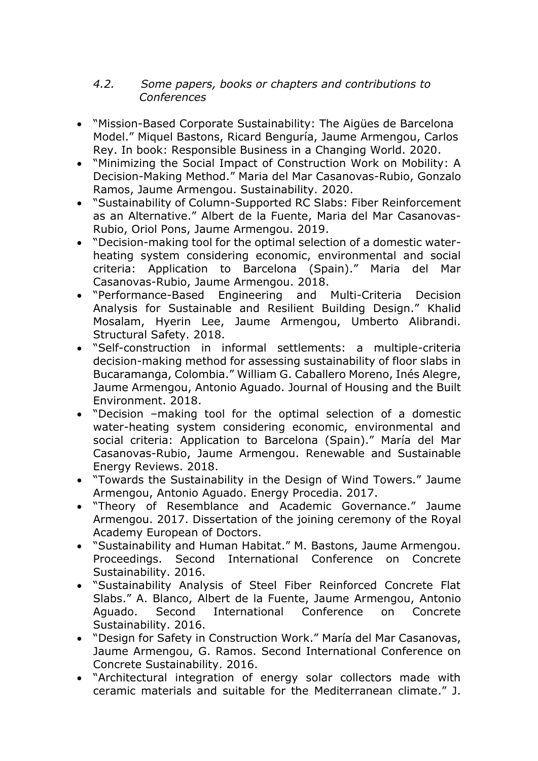### *4.2. Some papers, books or chapters and contributions to Conferences*

- "Mission-Based Corporate Sustainability: The Aigües de Barcelona Model." Miquel Bastons, Ricard Benguría, Jaume Armengou, Carlos Rey. In book: Responsible Business in a Changing World. 2020.
- "Minimizing the Social Impact of Construction Work on Mobility: A Decision-Making Method." Maria del Mar Casanovas-Rubio, Gonzalo Ramos, Jaume Armengou. Sustainability. 2020.
- "Sustainability of Column-Supported RC Slabs: Fiber Reinforcement as an Alternative." Albert de la Fuente, Maria del Mar Casanovas-Rubio, Oriol Pons, Jaume Armengou. 2019.
- "Decision-making tool for the optimal selection of a domestic water-heating system considering economic, environmental and social criteria: Application to Barcelona (Spain)." Maria del Mar Casanovas-Rubio, Jaume Armengou. 2018.
- "Performance-Based Engineering and Multi-Criteria Decision Analysis for Sustainable and Resilient Building Design." Khalid Mosalam, Hyerin Lee, Jaume Armengou, Umberto Alibrandi. Structural Safety. 2018.
- "Self-construction in informal settlements: a multiple-criteria decision-making method for assessing sustainability of floor slabs in Bucaramanga, Colombia." William G. Caballero Moreno, Inés Alegre, Jaume Armengou, Antonio Aguado. Journal of Housing and the Built Environment. 2018.
- "Decision –making tool for the optimal selection of a domestic water-heating system considering economic, environmental and social criteria: Application to Barcelona (Spain)." María del Mar Casanovas-Rubio, Jaume Armengou. Renewable and Sustainable Energy Reviews. 2018.
- "Towards the Sustainability in the Design of Wind Towers." Jaume Armengou, Antonio Aguado. Energy Procedia. 2017.
- "Theory of Resemblance and Academic Governance." Jaume Armengou. 2017. Dissertation of the joining ceremony of the Royal Academy European of Doctors.
- "Sustainability and Human Habitat." M. Bastons, Jaume Armengou. Proceedings. Second International Conference on Concrete Sustainability. 2016.
- "Sustainability Analysis of Steel Fiber Reinforced Concrete Flat Slabs." A. Blanco, Albert de la Fuente, Jaume Armengou, Antonio Aguado. Second International Conference on Concrete Sustainability. 2016.
- "Design for Safety in Construction Work." María del Mar Casanovas, Jaume Armengou, G. Ramos. Second International Conference on Concrete Sustainability. 2016.
- "Architectural integration of energy solar collectors made with ceramic materials and suitable for the Mediterranean climate." J.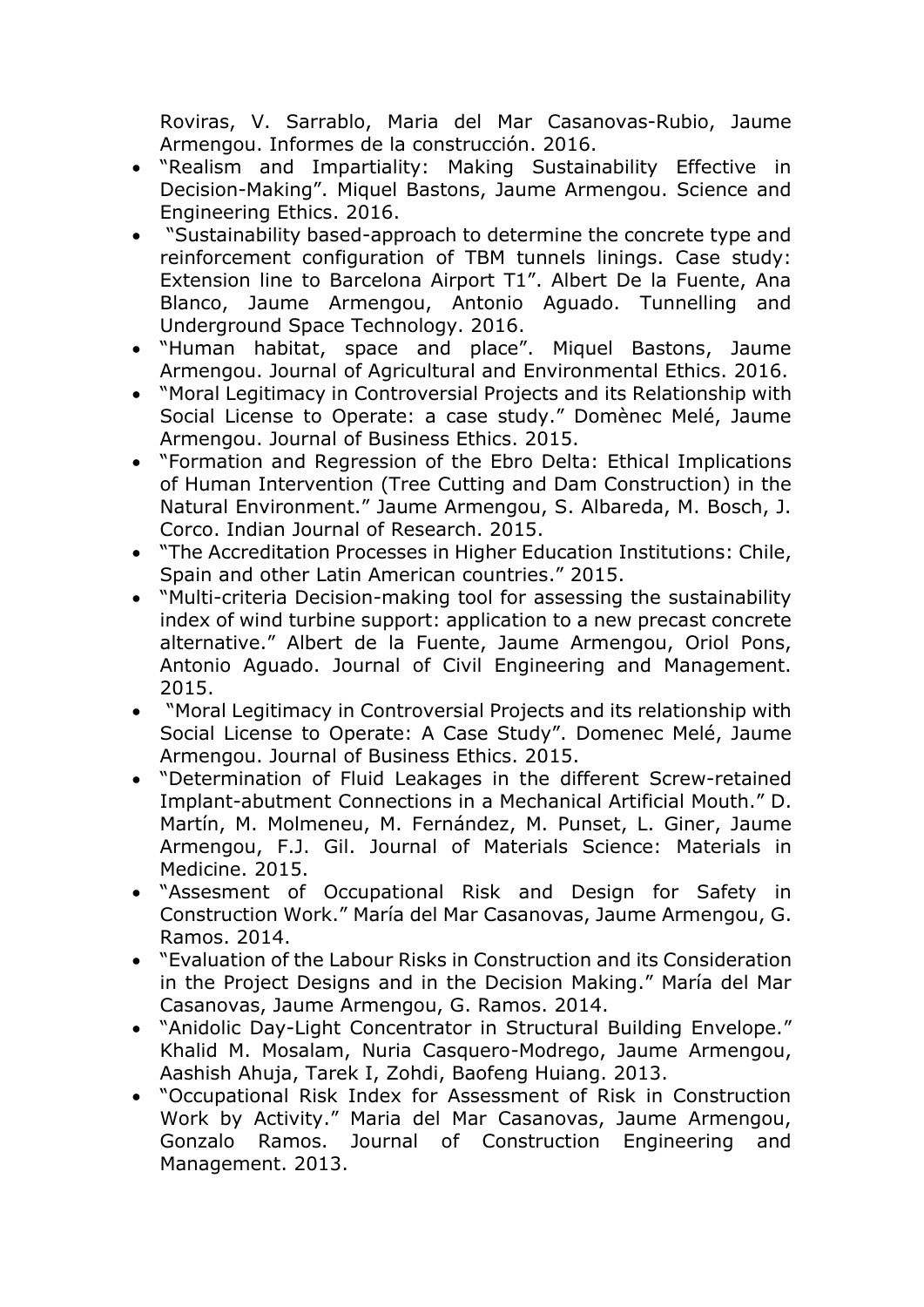Roviras, V. Sarrablo, Maria del Mar Casanovas-Rubio, Jaume Armengou. Informes de la construcción. 2016.

- "Realism and Impartiality: Making Sustainability Effective in Decision-Making". Miquel Bastons, Jaume Armengou. Science and Engineering Ethics. 2016.
- "Sustainability based-approach to determine the concrete type and reinforcement configuration of TBM tunnels linings. Case study: Extension line to Barcelona Airport T1". Albert De la Fuente, Ana Blanco, Jaume Armengou, Antonio Aguado. Tunnelling and Underground Space Technology. 2016.
- "Human habitat, space and place". Miquel Bastons, Jaume Armengou. Journal of Agricultural and Environmental Ethics. 2016.
- "Moral Legitimacy in Controversial Projects and its Relationship with Social License to Operate: a case study." Domènec Melé, Jaume Armengou. Journal of Business Ethics. 2015.
- "Formation and Regression of the Ebro Delta: Ethical Implications of Human Intervention (Tree Cutting and Dam Construction) in the Natural Environment." Jaume Armengou, S. Albareda, M. Bosch, J. Corco. Indian Journal of Research. 2015.
- "The Accreditation Processes in Higher Education Institutions: Chile, Spain and other Latin American countries." 2015.
- "Multi-criteria Decision-making tool for assessing the sustainability index of wind turbine support: application to a new precast concrete alternative." Albert de la Fuente, Jaume Armengou, Oriol Pons, Antonio Aguado. Journal of Civil Engineering and Management. 2015.
- "Moral Legitimacy in Controversial Projects and its relationship with Social License to Operate: A Case Study". Domenec Melé, Jaume Armengou. Journal of Business Ethics. 2015.
- "Determination of Fluid Leakages in the different Screw-retained Implant-abutment Connections in a Mechanical Artificial Mouth." D. Martín, M. Molmeneu, M. Fernández, M. Punset, L. Giner, Jaume Armengou, F.J. Gil. Journal of Materials Science: Materials in Medicine. 2015.
- "Assesment of Occupational Risk and Design for Safety in Construction Work." María del Mar Casanovas, Jaume Armengou, G. Ramos. 2014.
- "Evaluation of the Labour Risks in Construction and its Consideration in the Project Designs and in the Decision Making." María del Mar Casanovas, Jaume Armengou, G. Ramos. 2014.
- "Anidolic Day-Light Concentrator in Structural Building Envelope." Khalid M. Mosalam, Nuria Casquero-Modrego, Jaume Armengou, Aashish Ahuja, Tarek I, Zohdi, Baofeng Huiang. 2013.
- "Occupational Risk Index for Assessment of Risk in Construction Work by Activity." Maria del Mar Casanovas, Jaume Armengou, Gonzalo Ramos. Journal of Construction Engineering and Management. 2013.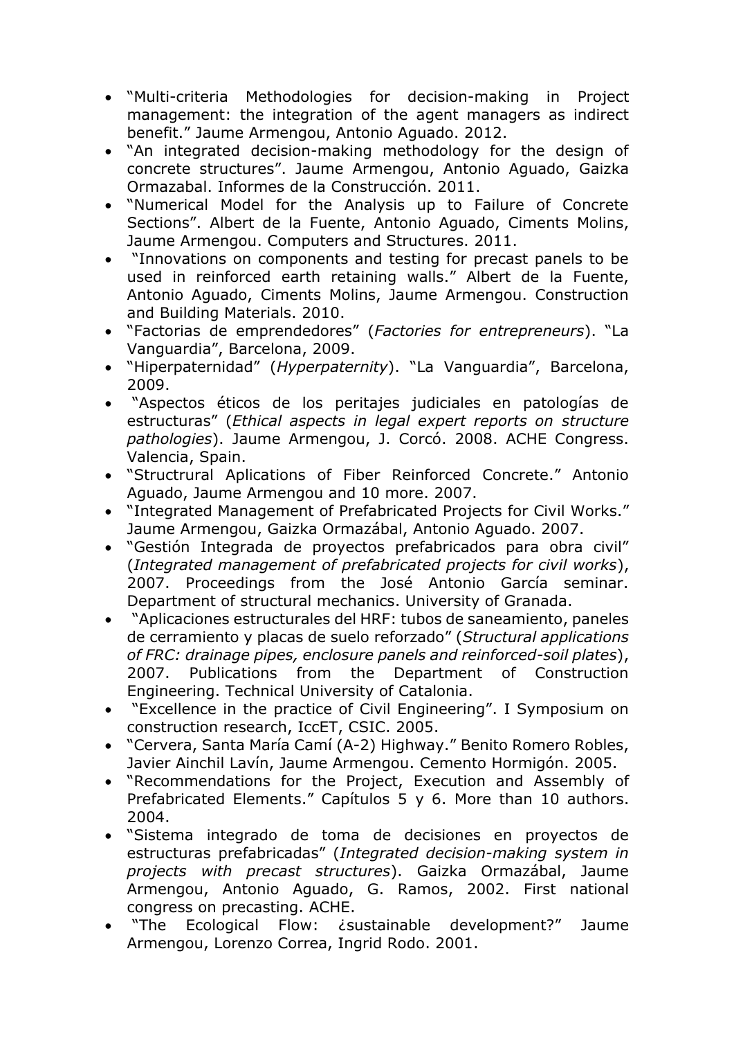- “Multi-criteria Methodologies for decision-making in Project management: the integration of the agent managers as indirect benefit.” Jaume Armengou, Antonio Aguado. 2012.
- “An integrated decision-making methodology for the design of concrete structures”. Jaume Armengou, Antonio Aguado, Gaizka Ormazabal. Informes de la Construcción. 2011.
- “Numerical Model for the Analysis up to Failure of Concrete Sections”. Albert de la Fuente, Antonio Aguado, Ciments Molins, Jaume Armengou. Computers and Structures. 2011.
- “Innovations on components and testing for precast panels to be used in reinforced earth retaining walls.” Albert de la Fuente, Antonio Aguado, Ciments Molins, Jaume Armengou. Construction and Building Materials. 2010.
- “Factorias de emprendedores” (*Factories for entrepreneurs*). “La Vanguardia”, Barcelona, 2009.
- “Hiperpaternidad” (*Hyperpaternity*). “La Vanguardia”, Barcelona, 2009.
- “Aspectos éticos de los peritajes judiciales en patologías de estructuras” (*Ethical aspects in legal expert reports on structure pathologies*). Jaume Armengou, J. Corcó. 2008. ACHE Congress. Valencia, Spain.
- “Structrural Aplications of Fiber Reinforced Concrete.” Antonio Aguado, Jaume Armengou and 10 more. 2007.
- “Integrated Management of Prefabricated Projects for Civil Works.” Jaume Armengou, Gaizka Ormazábal, Antonio Aguado. 2007.
- “Gestión Integrada de proyectos prefabricados para obra civil” (*Integrated management of prefabricated projects for civil works*), 2007. Proceedings from the José Antonio García seminar. Department of structural mechanics. University of Granada.
- “Aplicaciones estructurales del HRF: tubos de saneamiento, paneles de cerramiento y placas de suelo reforzado” (*Structural applications of FRC: drainage pipes, enclosure panels and reinforced-soil plates*), 2007. Publications from the Department of Construction Engineering. Technical University of Catalonia.
- “Excellence in the practice of Civil Engineering”. I Symposium on construction research, IccET, CSIC. 2005.
- “Cervera, Santa María Camí (A-2) Highway.” Benito Romero Robles, Javier Ainchil Lavín, Jaume Armengou. Cemento Hormigón. 2005.
- “Recommendations for the Project, Execution and Assembly of Prefabricated Elements.” Capítulos 5 y 6. More than 10 authors. 2004.
- “Sistema integrado de toma de decisiones en proyectos de estructuras prefabricadas” (*Integrated decision-making system in projects with precast structures*). Gaizka Ormazábal, Jaume Armengou, Antonio Aguado, G. Ramos, 2002. First national congress on precasting. ACHE.
- “The Ecological Flow: ¿sustainable development?” Jaume Armengou, Lorenzo Correa, Ingrid Rodo. 2001.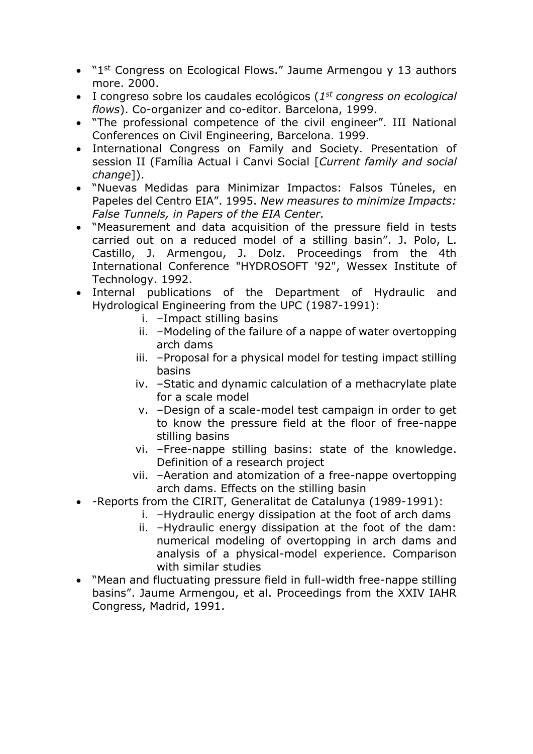- "1st Congress on Ecological Flows." Jaume Armengou y 13 authors more. 2000.
- I congreso sobre los caudales ecológicos (*1st congress on ecological flows*). Co-organizer and co-editor. Barcelona, 1999.
- "The professional competence of the civil engineer". III National Conferences on Civil Engineering, Barcelona. 1999.
- International Congress on Family and Society. Presentation of session II (Família Actual i Canvi Social [*Current family and social change*]).
- "Nuevas Medidas para Minimizar Impactos: Falsos Túneles, en Papeles del Centro EIA". 1995. *New measures to minimize Impacts: False Tunnels, in Papers of the EIA Center.*
- "Measurement and data acquisition of the pressure field in tests carried out on a reduced model of a stilling basin". J. Polo, L. Castillo, J. Armengou, J. Dolz. Proceedings from the 4th International Conference "HYDROSOFT '92", Wessex Institute of Technology. 1992.
- Internal publications of the Department of Hydraulic and Hydrological Engineering from the UPC (1987-1991):
    i. –Impact stilling basins
    ii. –Modeling of the failure of a nappe of water overtopping arch dams
    iii. –Proposal for a physical model for testing impact stilling basins
    iv. –Static and dynamic calculation of a methacrylate plate for a scale model
    v. –Design of a scale-model test campaign in order to get to know the pressure field at the floor of free-nappe stilling basins
    vi. –Free-nappe stilling basins: state of the knowledge. Definition of a research project
    vii. –Aeration and atomization of a free-nappe overtopping arch dams. Effects on the stilling basin
- -Reports from the CIRIT, Generalitat de Catalunya (1989-1991):
    i. –Hydraulic energy dissipation at the foot of arch dams
    ii. –Hydraulic energy dissipation at the foot of the dam: numerical modeling of overtopping in arch dams and analysis of a physical-model experience. Comparison with similar studies
- "Mean and fluctuating pressure field in full-width free-nappe stilling basins". Jaume Armengou, et al. Proceedings from the XXIV IAHR Congress, Madrid, 1991.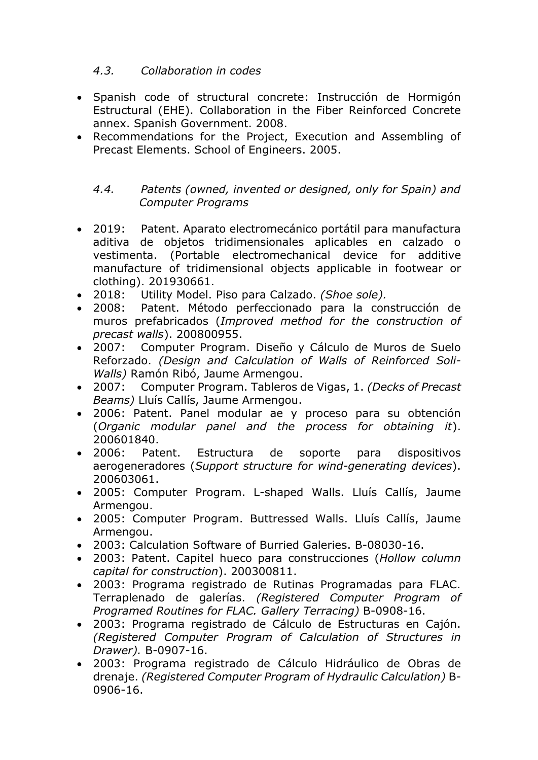### *4.3. Collaboration in codes*

- Spanish code of structural concrete: Instrucción de Hormigón Estructural (EHE). Collaboration in the Fiber Reinforced Concrete annex. Spanish Government. 2008.
- Recommendations for the Project, Execution and Assembling of Precast Elements. School of Engineers. 2005.

### *4.4. Patents (owned, invented or designed, only for Spain) and Computer Programs*

- 2019: Patent. Aparato electromecánico portátil para manufactura aditiva de objetos tridimensionales aplicables en calzado o vestimenta. (Portable electromechanical device for additive manufacture of tridimensional objects applicable in footwear or clothing). 201930661.
- 2018: Utility Model. Piso para Calzado. *(Shoe sole).*
- 2008: Patent. Método perfeccionado para la construcción de muros prefabricados (*Improved method for the construction of precast walls*). 200800955.
- 2007: Computer Program. Diseño y Cálculo de Muros de Suelo Reforzado. *(Design and Calculation of Walls of Reinforced Soli-Walls)* Ramón Ribó, Jaume Armengou.
- 2007: Computer Program. Tableros de Vigas, 1. *(Decks of Precast Beams)* Lluís Callís, Jaume Armengou.
- 2006: Patent. Panel modular ae y proceso para su obtención (*Organic modular panel and the process for obtaining it*). 200601840.
- 2006: Patent. Estructura de soporte para dispositivos aerogeneradores (*Support structure for wind-generating devices*). 200603061.
- 2005: Computer Program. L-shaped Walls. Lluís Callís, Jaume Armengou.
- 2005: Computer Program. Buttressed Walls. Lluís Callís, Jaume Armengou.
- 2003: Calculation Software of Burried Galeries. B-08030-16.
- 2003: Patent. Capitel hueco para construcciones (*Hollow column capital for construction*). 200300811.
- 2003: Programa registrado de Rutinas Programadas para FLAC. Terraplenado de galerías. *(Registered Computer Program of Programed Routines for FLAC. Gallery Terracing)* B-0908-16.
- 2003: Programa registrado de Cálculo de Estructuras en Cajón. *(Registered Computer Program of Calculation of Structures in Drawer).* B-0907-16.
- 2003: Programa registrado de Cálculo Hidráulico de Obras de drenaje. *(Registered Computer Program of Hydraulic Calculation)* B-0906-16.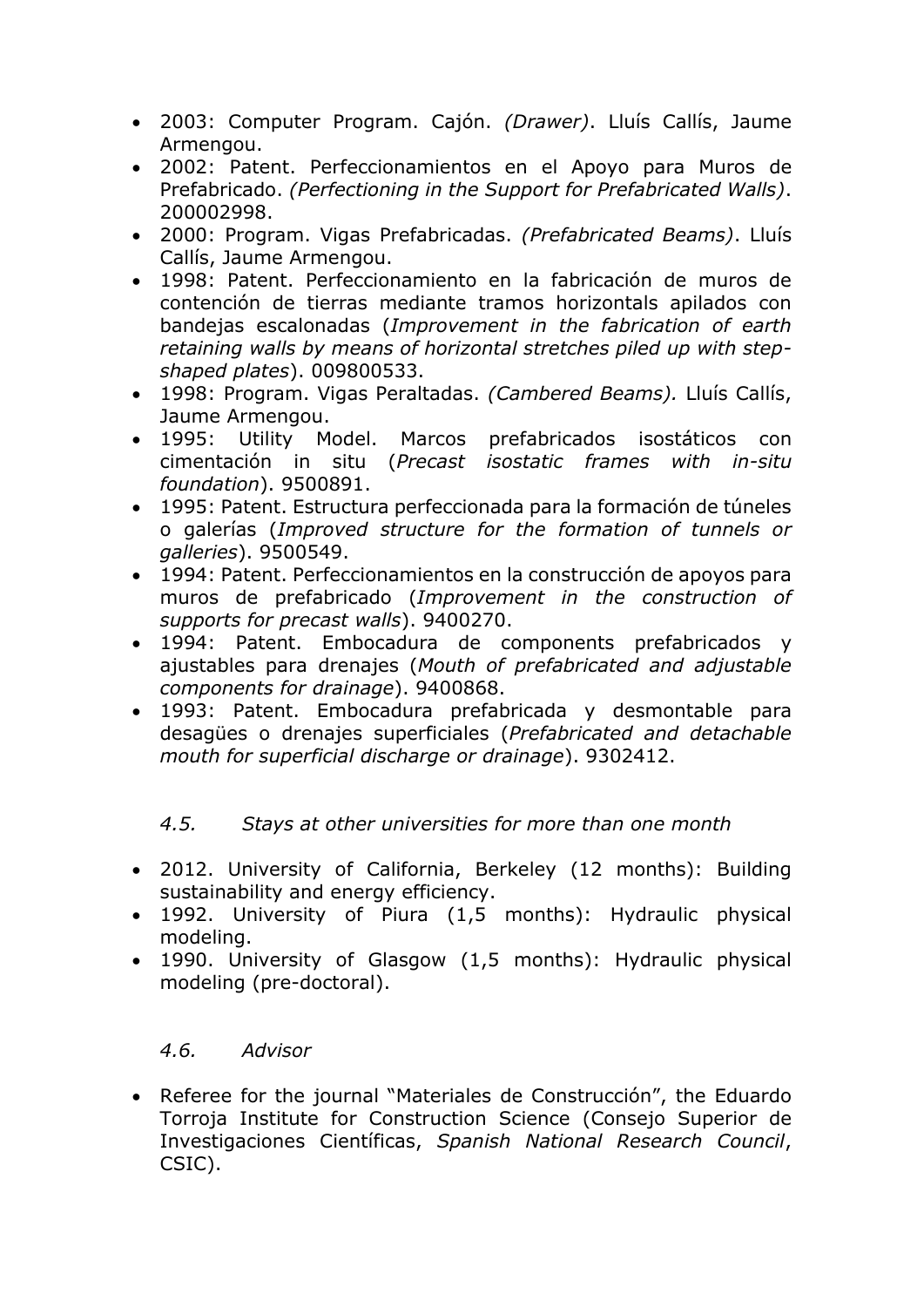- 2003: Computer Program. Cajón. *(Drawer)*. Lluís Callís, Jaume Armengou.
- 2002: Patent. Perfeccionamientos en el Apoyo para Muros de Prefabricado. *(Perfectioning in the Support for Prefabricated Walls)*. 200002998.
- 2000: Program. Vigas Prefabricadas. *(Prefabricated Beams)*. Lluís Callís, Jaume Armengou.
- 1998: Patent. Perfeccionamiento en la fabricación de muros de contención de tierras mediante tramos horizontals apilados con bandejas escalonadas (*Improvement in the fabrication of earth retaining walls by means of horizontal stretches piled up with step-shaped plates*). 009800533.
- 1998: Program. Vigas Peraltadas. *(Cambered Beams).* Lluís Callís, Jaume Armengou.
- 1995: Utility Model. Marcos prefabricados isostáticos con cimentación in situ (*Precast isostatic frames with in-situ foundation*). 9500891.
- 1995: Patent. Estructura perfeccionada para la formación de túneles o galerías (*Improved structure for the formation of tunnels or galleries*). 9500549.
- 1994: Patent. Perfeccionamientos en la construcción de apoyos para muros de prefabricado (*Improvement in the construction of supports for precast walls*). 9400270.
- 1994: Patent. Embocadura de components prefabricados y ajustables para drenajes (*Mouth of prefabricated and adjustable components for drainage*). 9400868.
- 1993: Patent. Embocadura prefabricada y desmontable para desagües o drenajes superficiales (*Prefabricated and detachable mouth for superficial discharge or drainage*). 9302412.

### *4.5. Stays at other universities for more than one month*

- 2012. University of California, Berkeley (12 months): Building sustainability and energy efficiency.
- 1992. University of Piura (1,5 months): Hydraulic physical modeling.
- 1990. University of Glasgow (1,5 months): Hydraulic physical modeling (pre-doctoral).

### *4.6. Advisor*

- Referee for the journal "Materiales de Construcción", the Eduardo Torroja Institute for Construction Science (Consejo Superior de Investigaciones Científicas, *Spanish National Research Council*, CSIC).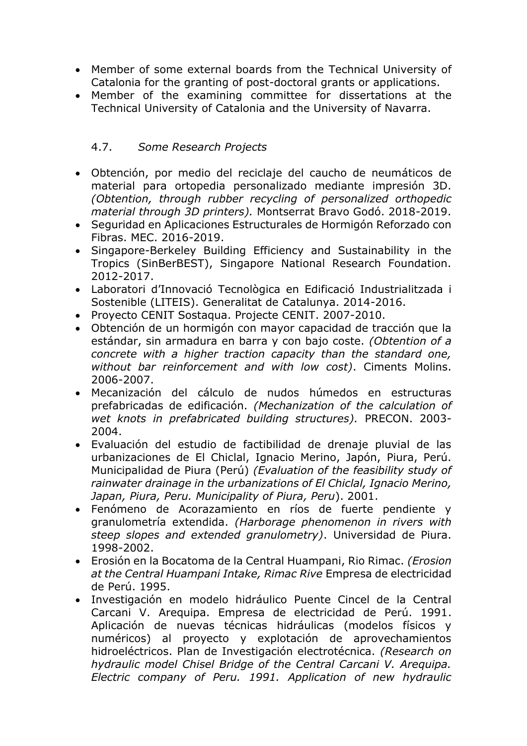- Member of some external boards from the Technical University of Catalonia for the granting of post-doctoral grants or applications.
- Member of the examining committee for dissertations at the Technical University of Catalonia and the University of Navarra.

### 4.7. *Some Research Projects*

- Obtención, por medio del reciclaje del caucho de neumáticos de material para ortopedia personalizado mediante impresión 3D. *(Obtention, through rubber recycling of personalized orthopedic material through 3D printers).* Montserrat Bravo Godó. 2018-2019.
- Seguridad en Aplicaciones Estructurales de Hormigón Reforzado con Fibras. MEC. 2016-2019.
- Singapore-Berkeley Building Efficiency and Sustainability in the Tropics (SinBerBEST), Singapore National Research Foundation. 2012-2017.
- Laboratori d'Innovació Tecnològica en Edificació Industrialitzada i Sostenible (LITEIS). Generalitat de Catalunya. 2014-2016.
- Proyecto CENIT Sostaqua. Projecte CENIT. 2007-2010.
- Obtención de un hormigón con mayor capacidad de tracción que la estándar, sin armadura en barra y con bajo coste. *(Obtention of a concrete with a higher traction capacity than the standard one, without bar reinforcement and with low cost)*. Ciments Molins. 2006-2007.
- Mecanización del cálculo de nudos húmedos en estructuras prefabricadas de edificación. *(Mechanization of the calculation of wet knots in prefabricated building structures).* PRECON. 2003-2004.
- Evaluación del estudio de factibilidad de drenaje pluvial de las urbanizaciones de El Chiclal, Ignacio Merino, Japón, Piura, Perú. Municipalidad de Piura (Perú) *(Evaluation of the feasibility study of rainwater drainage in the urbanizations of El Chiclal, Ignacio Merino, Japan, Piura, Peru. Municipality of Piura, Peru*). 2001.
- Fenómeno de Acorazamiento en ríos de fuerte pendiente y granulometría extendida. *(Harborage phenomenon in rivers with steep slopes and extended granulometry)*. Universidad de Piura. 1998-2002.
- Erosión en la Bocatoma de la Central Huampani, Rio Rimac. *(Erosion at the Central Huampani Intake, Rimac Rive* Empresa de electricidad de Perú. 1995.
- Investigación en modelo hidráulico Puente Cincel de la Central Carcani V. Arequipa. Empresa de electricidad de Perú. 1991. Aplicación de nuevas técnicas hidráulicas (modelos físicos y numéricos) al proyecto y explotación de aprovechamientos hidroeléctricos. Plan de Investigación electrotécnica. *(Research on hydraulic model Chisel Bridge of the Central Carcani V. Arequipa. Electric company of Peru. 1991. Application of new hydraulic*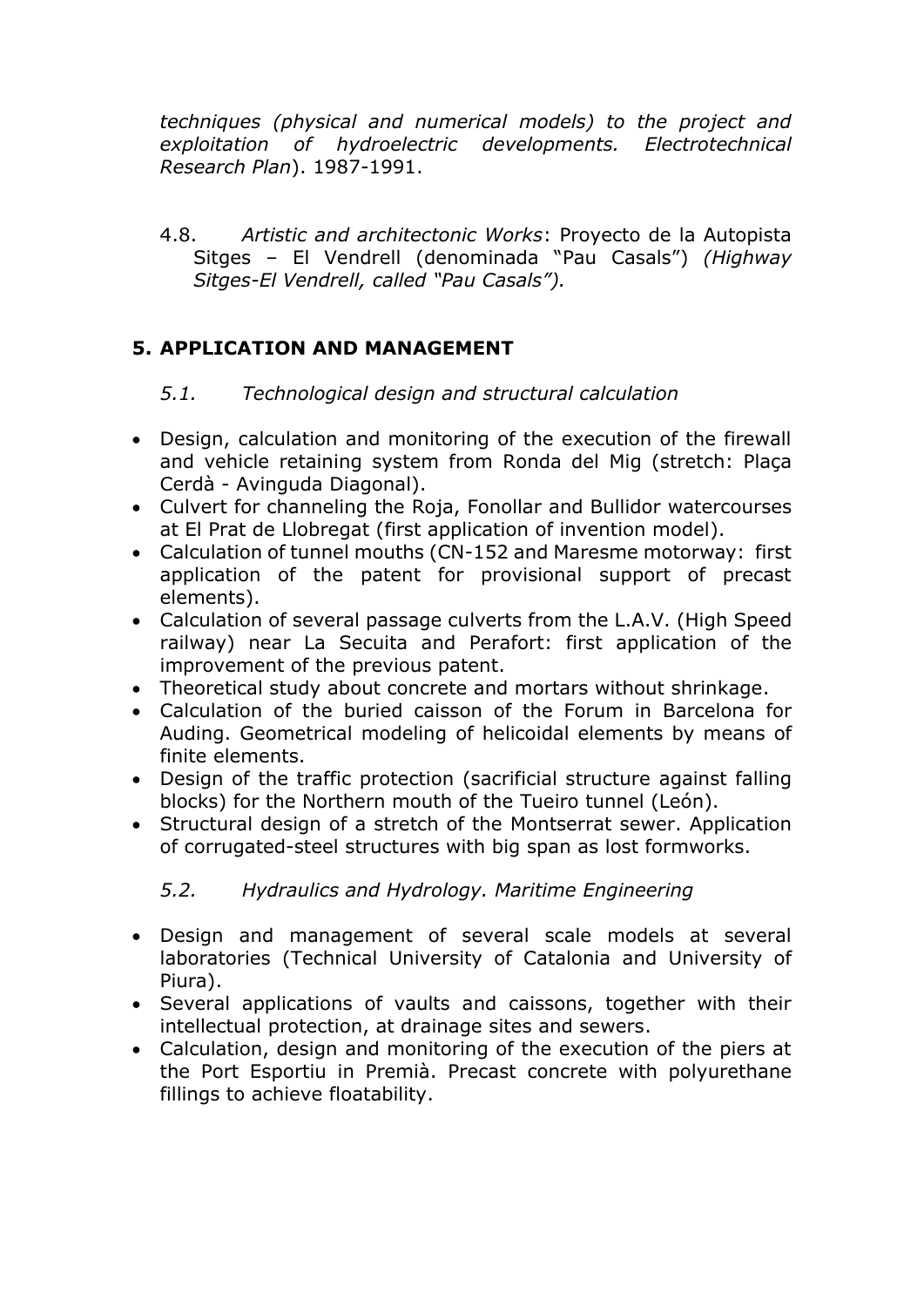*techniques (physical and numerical models) to the project and exploitation of hydroelectric developments. Electrotechnical Research Plan*). 1987-1991.

4.8. *Artistic and architectonic Works*: Proyecto de la Autopista Sitges – El Vendrell (denominada "Pau Casals") *(Highway Sitges-El Vendrell, called "Pau Casals").*

## 5. APPLICATION AND MANAGEMENT

### *5.1. Technological design and structural calculation*

- Design, calculation and monitoring of the execution of the firewall and vehicle retaining system from Ronda del Mig (stretch: Plaça Cerdà - Avinguda Diagonal).
- Culvert for channeling the Roja, Fonollar and Bullidor watercourses at El Prat de Llobregat (first application of invention model).
- Calculation of tunnel mouths (CN-152 and Maresme motorway: first application of the patent for provisional support of precast elements).
- Calculation of several passage culverts from the L.A.V. (High Speed railway) near La Secuita and Perafort: first application of the improvement of the previous patent.
- Theoretical study about concrete and mortars without shrinkage.
- Calculation of the buried caisson of the Forum in Barcelona for Auding. Geometrical modeling of helicoidal elements by means of finite elements.
- Design of the traffic protection (sacrificial structure against falling blocks) for the Northern mouth of the Tueiro tunnel (León).
- Structural design of a stretch of the Montserrat sewer. Application of corrugated-steel structures with big span as lost formworks.

### *5.2. Hydraulics and Hydrology. Maritime Engineering*

- Design and management of several scale models at several laboratories (Technical University of Catalonia and University of Piura).
- Several applications of vaults and caissons, together with their intellectual protection, at drainage sites and sewers.
- Calculation, design and monitoring of the execution of the piers at the Port Esportiu in Premià. Precast concrete with polyurethane fillings to achieve floatability.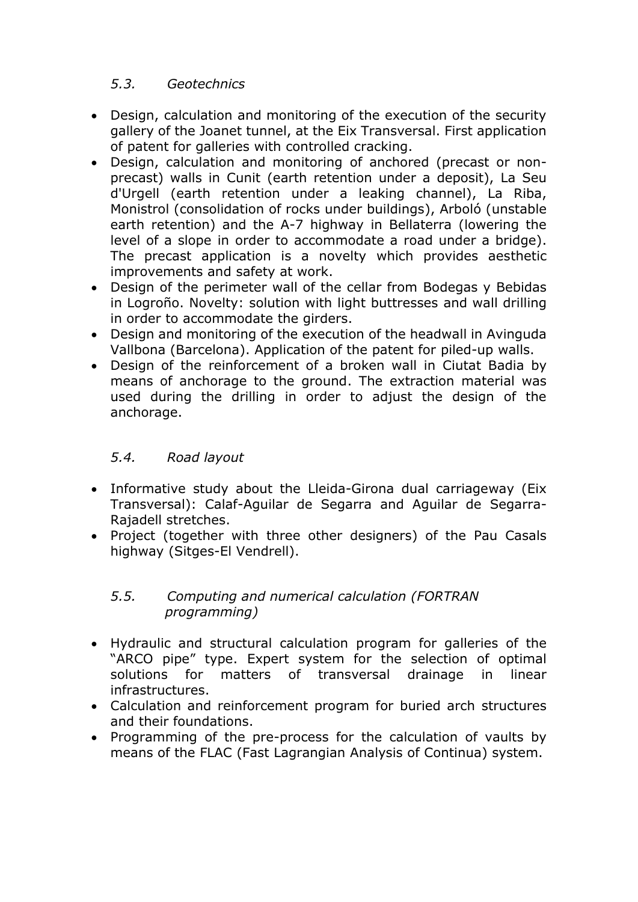### *5.3. Geotechnics*

- Design, calculation and monitoring of the execution of the security gallery of the Joanet tunnel, at the Eix Transversal. First application of patent for galleries with controlled cracking.
- Design, calculation and monitoring of anchored (precast or non-precast) walls in Cunit (earth retention under a deposit), La Seu d'Urgell (earth retention under a leaking channel), La Riba, Monistrol (consolidation of rocks under buildings), Arboló (unstable earth retention) and the A-7 highway in Bellaterra (lowering the level of a slope in order to accommodate a road under a bridge). The precast application is a novelty which provides aesthetic improvements and safety at work.
- Design of the perimeter wall of the cellar from Bodegas y Bebidas in Logroño. Novelty: solution with light buttresses and wall drilling in order to accommodate the girders.
- Design and monitoring of the execution of the headwall in Avinguda Vallbona (Barcelona). Application of the patent for piled-up walls.
- Design of the reinforcement of a broken wall in Ciutat Badia by means of anchorage to the ground. The extraction material was used during the drilling in order to adjust the design of the anchorage.

### *5.4. Road layout*

- Informative study about the Lleida-Girona dual carriageway (Eix Transversal): Calaf-Aguilar de Segarra and Aguilar de Segarra-Rajadell stretches.
- Project (together with three other designers) of the Pau Casals highway (Sitges-El Vendrell).

### *5.5. Computing and numerical calculation (FORTRAN programming)*

- Hydraulic and structural calculation program for galleries of the "ARCO pipe" type. Expert system for the selection of optimal solutions for matters of transversal drainage in linear infrastructures.
- Calculation and reinforcement program for buried arch structures and their foundations.
- Programming of the pre-process for the calculation of vaults by means of the FLAC (Fast Lagrangian Analysis of Continua) system.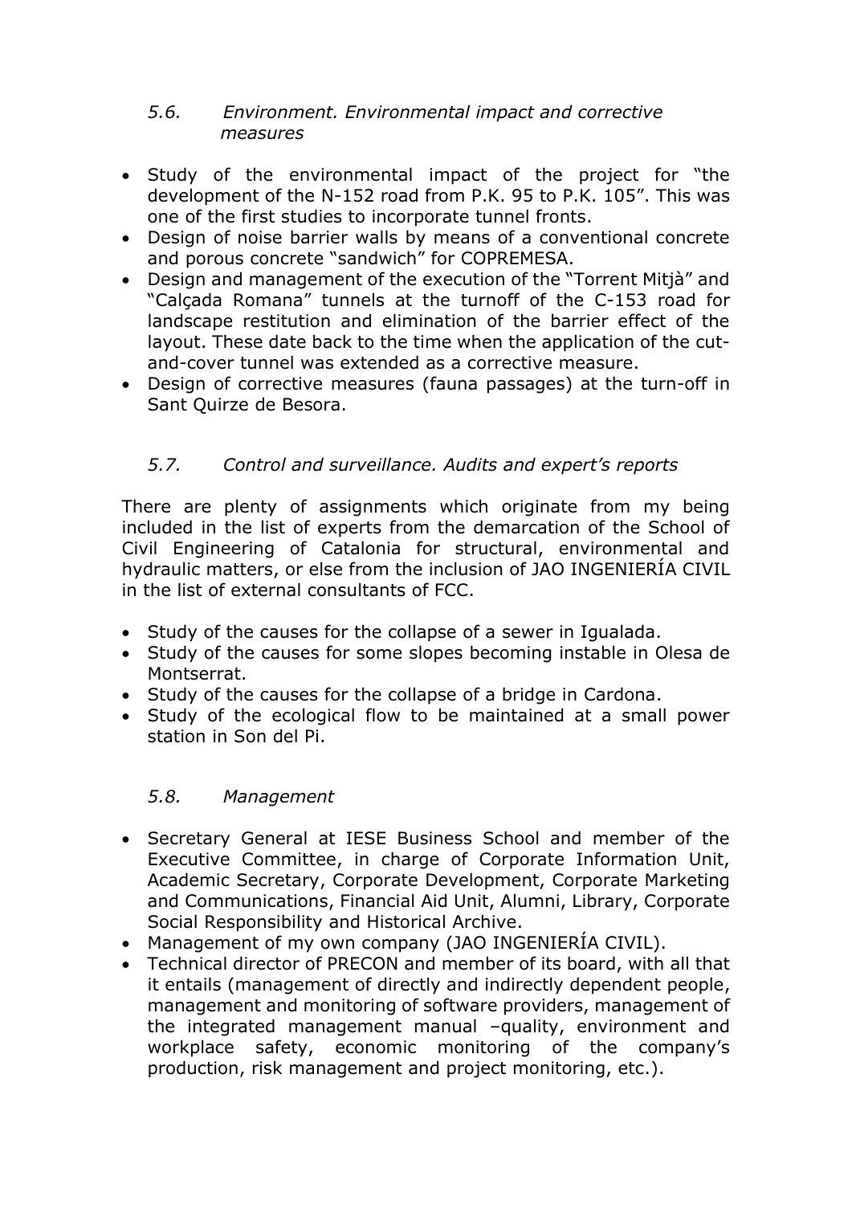### *5.6. Environment. Environmental impact and corrective measures*

- Study of the environmental impact of the project for "the development of the N-152 road from P.K. 95 to P.K. 105". This was one of the first studies to incorporate tunnel fronts.
- Design of noise barrier walls by means of a conventional concrete and porous concrete "sandwich" for COPREMESA.
- Design and management of the execution of the "Torrent Mitjà" and "Calçada Romana" tunnels at the turnoff of the C-153 road for landscape restitution and elimination of the barrier effect of the layout. These date back to the time when the application of the cut-and-cover tunnel was extended as a corrective measure.
- Design of corrective measures (fauna passages) at the turn-off in Sant Quirze de Besora.

### *5.7. Control and surveillance. Audits and expert's reports*

There are plenty of assignments which originate from my being included in the list of experts from the demarcation of the School of Civil Engineering of Catalonia for structural, environmental and hydraulic matters, or else from the inclusion of JAO INGENIERÍA CIVIL in the list of external consultants of FCC.

- Study of the causes for the collapse of a sewer in Igualada.
- Study of the causes for some slopes becoming instable in Olesa de Montserrat.
- Study of the causes for the collapse of a bridge in Cardona.
- Study of the ecological flow to be maintained at a small power station in Son del Pi.

### *5.8. Management*

- Secretary General at IESE Business School and member of the Executive Committee, in charge of Corporate Information Unit, Academic Secretary, Corporate Development, Corporate Marketing and Communications, Financial Aid Unit, Alumni, Library, Corporate Social Responsibility and Historical Archive.
- Management of my own company (JAO INGENIERÍA CIVIL).
- Technical director of PRECON and member of its board, with all that it entails (management of directly and indirectly dependent people, management and monitoring of software providers, management of the integrated management manual –quality, environment and workplace safety, economic monitoring of the company's production, risk management and project monitoring, etc.).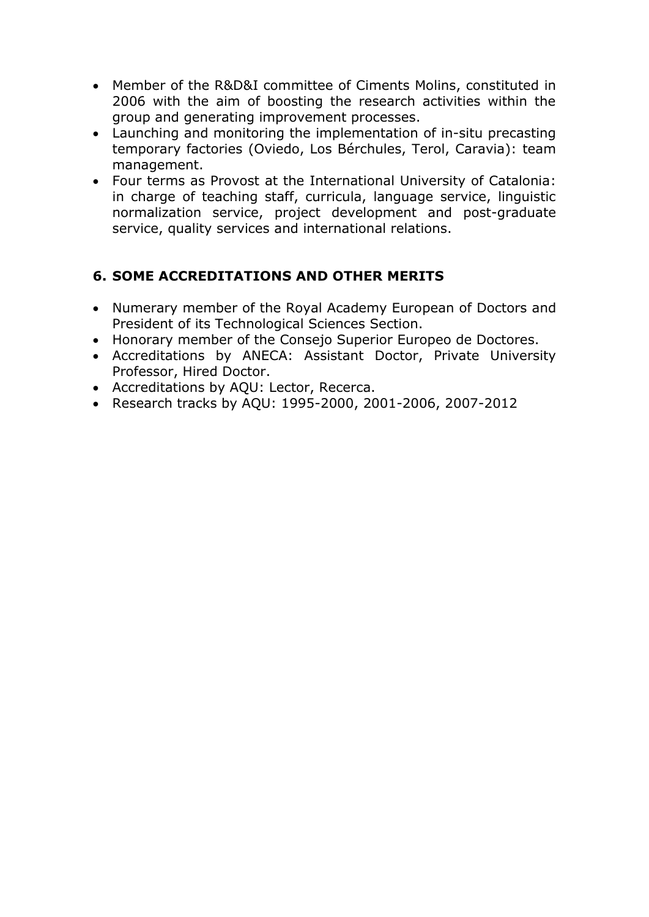- Member of the R&D&I committee of Ciments Molins, constituted in 2006 with the aim of boosting the research activities within the group and generating improvement processes.
- Launching and monitoring the implementation of in-situ precasting temporary factories (Oviedo, Los Bérchules, Terol, Caravia): team management.
- Four terms as Provost at the International University of Catalonia: in charge of teaching staff, curricula, language service, linguistic normalization service, project development and post-graduate service, quality services and international relations.

## 6. SOME ACCREDITATIONS AND OTHER MERITS

- Numerary member of the Royal Academy European of Doctors and President of its Technological Sciences Section.
- Honorary member of the Consejo Superior Europeo de Doctores.
- Accreditations by ANECA: Assistant Doctor, Private University Professor, Hired Doctor.
- Accreditations by AQU: Lector, Recerca.
- Research tracks by AQU: 1995-2000, 2001-2006, 2007-2012